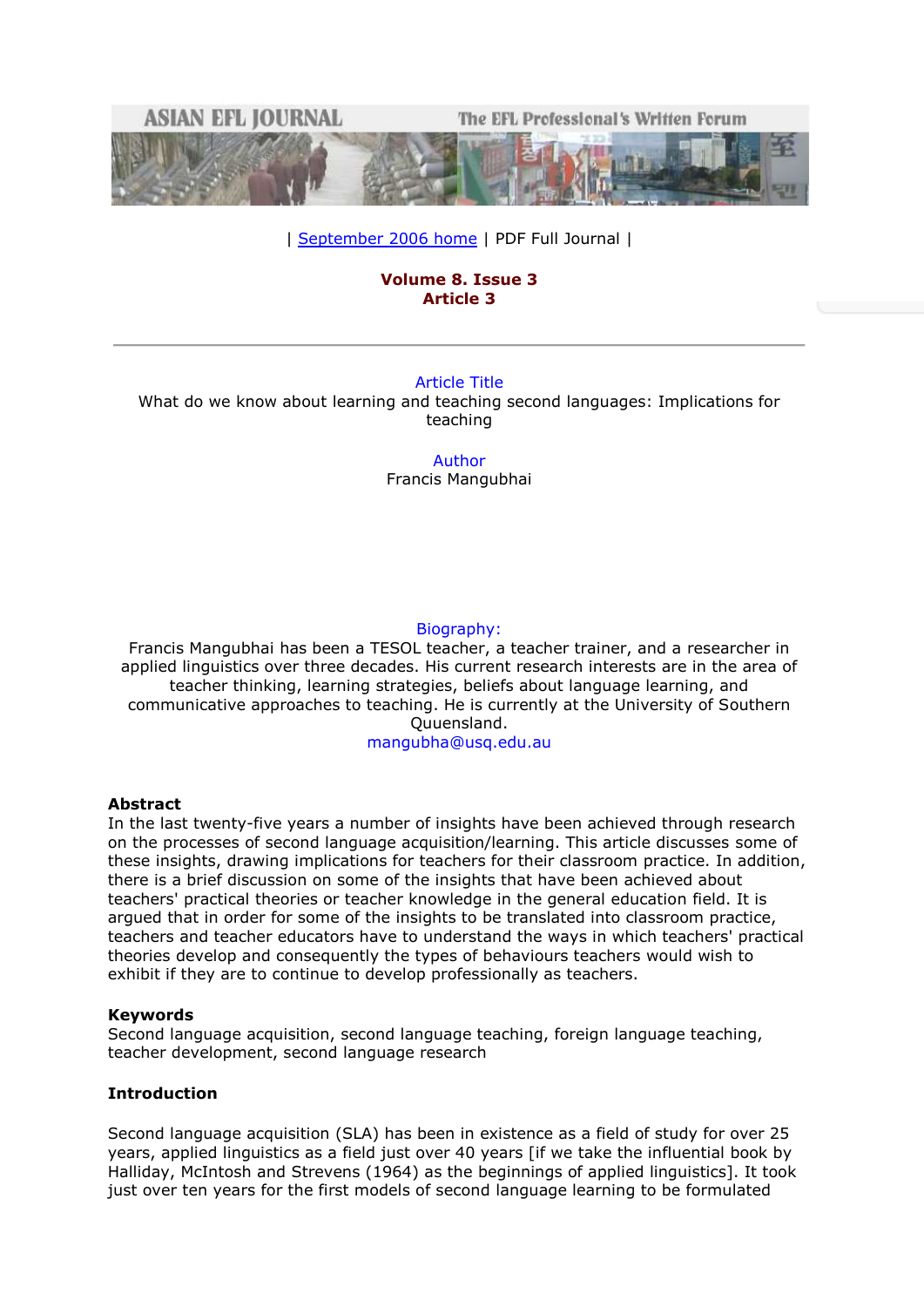| September 2006 home | PDF Full Journal |

**Volume 8. Issue 3**
**Article 3**

---

Article Title

What do we know about learning and teaching second languages: Implications for teaching

Author

Francis Mangubhai

Biography:

Francis Mangubhai has been a TESOL teacher, a teacher trainer, and a researcher in applied linguistics over three decades. His current research interests are in the area of teacher thinking, learning strategies, beliefs about language learning, and communicative approaches to teaching. He is currently at the University of Southern Quuensland.

mangubha@usq.edu.au

**Abstract**

In the last twenty-five years a number of insights have been achieved through research on the processes of second language acquisition/learning. This article discusses some of these insights, drawing implications for teachers for their classroom practice. In addition, there is a brief discussion on some of the insights that have been achieved about teachers' practical theories or teacher knowledge in the general education field. It is argued that in order for some of the insights to be translated into classroom practice, teachers and teacher educators have to understand the ways in which teachers' practical theories develop and consequently the types of behaviours teachers would wish to exhibit if they are to continue to develop professionally as teachers.

**Keywords**

Second language acquisition, second language teaching, foreign language teaching, teacher development, second language research

**Introduction**

Second language acquisition (SLA) has been in existence as a field of study for over 25 years, applied linguistics as a field just over 40 years [if we take the influential book by Halliday, McIntosh and Strevens (1964) as the beginnings of applied linguistics]. It took just over ten years for the first models of second language learning to be formulated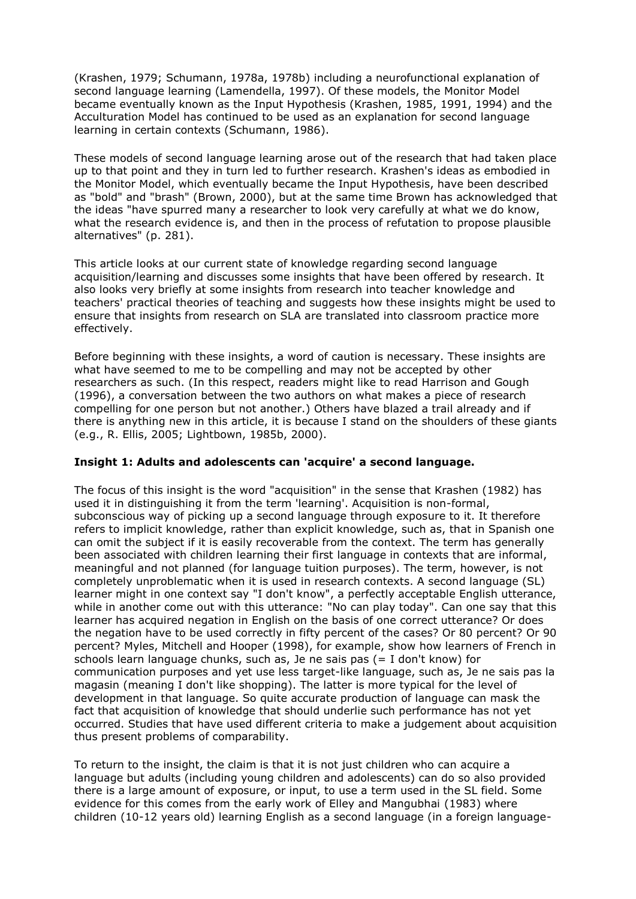(Krashen, 1979; Schumann, 1978a, 1978b) including a neurofunctional explanation of second language learning (Lamendella, 1997). Of these models, the Monitor Model became eventually known as the Input Hypothesis (Krashen, 1985, 1991, 1994) and the Acculturation Model has continued to be used as an explanation for second language learning in certain contexts (Schumann, 1986).

These models of second language learning arose out of the research that had taken place up to that point and they in turn led to further research. Krashen's ideas as embodied in the Monitor Model, which eventually became the Input Hypothesis, have been described as "bold" and "brash" (Brown, 2000), but at the same time Brown has acknowledged that the ideas "have spurred many a researcher to look very carefully at what we do know, what the research evidence is, and then in the process of refutation to propose plausible alternatives" (p. 281).

This article looks at our current state of knowledge regarding second language acquisition/learning and discusses some insights that have been offered by research. It also looks very briefly at some insights from research into teacher knowledge and teachers' practical theories of teaching and suggests how these insights might be used to ensure that insights from research on SLA are translated into classroom practice more effectively.

Before beginning with these insights, a word of caution is necessary. These insights are what have seemed to me to be compelling and may not be accepted by other researchers as such. (In this respect, readers might like to read Harrison and Gough (1996), a conversation between the two authors on what makes a piece of research compelling for one person but not another.) Others have blazed a trail already and if there is anything new in this article, it is because I stand on the shoulders of these giants (e.g., R. Ellis, 2005; Lightbown, 1985b, 2000).

**Insight 1: Adults and adolescents can 'acquire' a second language.**

The focus of this insight is the word "acquisition" in the sense that Krashen (1982) has used it in distinguishing it from the term 'learning'. Acquisition is non-formal, subconscious way of picking up a second language through exposure to it. It therefore refers to implicit knowledge, rather than explicit knowledge, such as, that in Spanish one can omit the subject if it is easily recoverable from the context. The term has generally been associated with children learning their first language in contexts that are informal, meaningful and not planned (for language tuition purposes). The term, however, is not completely unproblematic when it is used in research contexts. A second language (SL) learner might in one context say "I don't know", a perfectly acceptable English utterance, while in another come out with this utterance: "No can play today". Can one say that this learner has acquired negation in English on the basis of one correct utterance? Or does the negation have to be used correctly in fifty percent of the cases? Or 80 percent? Or 90 percent? Myles, Mitchell and Hooper (1998), for example, show how learners of French in schools learn language chunks, such as, Je ne sais pas (= I don't know) for communication purposes and yet use less target-like language, such as, Je ne sais pas la magasin (meaning I don't like shopping). The latter is more typical for the level of development in that language. So quite accurate production of language can mask the fact that acquisition of knowledge that should underlie such performance has not yet occurred. Studies that have used different criteria to make a judgement about acquisition thus present problems of comparability.

To return to the insight, the claim is that it is not just children who can acquire a language but adults (including young children and adolescents) can do so also provided there is a large amount of exposure, or input, to use a term used in the SL field. Some evidence for this comes from the early work of Elley and Mangubhai (1983) where children (10-12 years old) learning English as a second language (in a foreign language-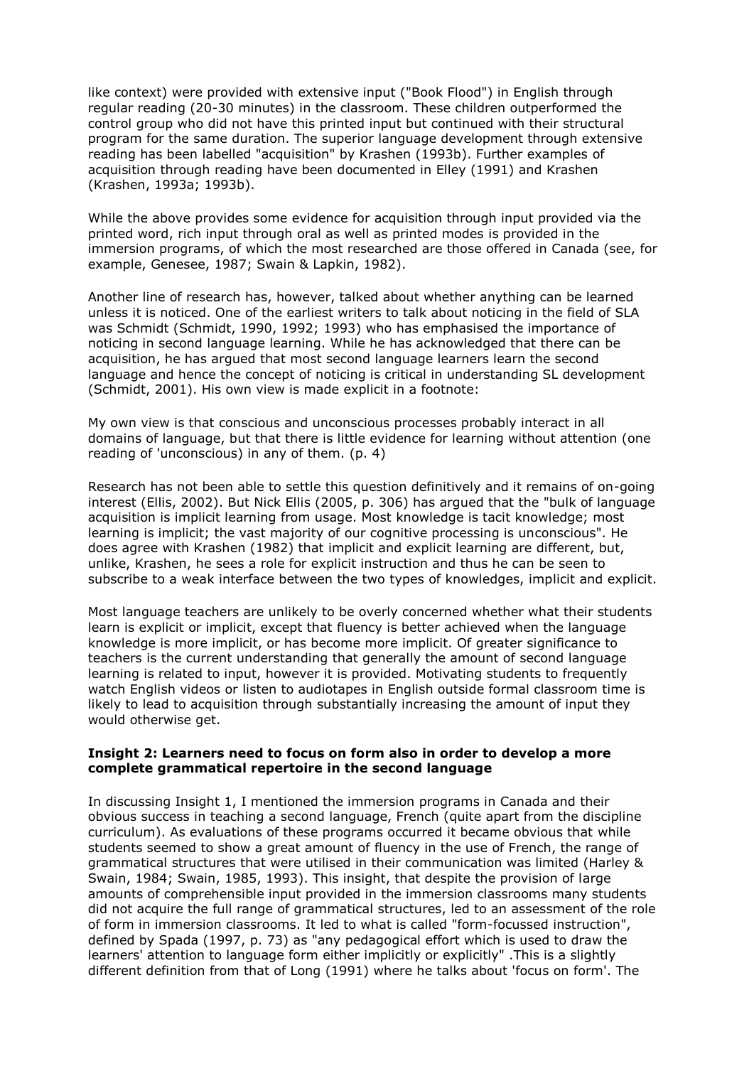like context) were provided with extensive input ("Book Flood") in English through regular reading (20-30 minutes) in the classroom. These children outperformed the control group who did not have this printed input but continued with their structural program for the same duration. The superior language development through extensive reading has been labelled "acquisition" by Krashen (1993b). Further examples of acquisition through reading have been documented in Elley (1991) and Krashen (Krashen, 1993a; 1993b).

While the above provides some evidence for acquisition through input provided via the printed word, rich input through oral as well as printed modes is provided in the immersion programs, of which the most researched are those offered in Canada (see, for example, Genesee, 1987; Swain & Lapkin, 1982).

Another line of research has, however, talked about whether anything can be learned unless it is noticed. One of the earliest writers to talk about noticing in the field of SLA was Schmidt (Schmidt, 1990, 1992; 1993) who has emphasised the importance of noticing in second language learning. While he has acknowledged that there can be acquisition, he has argued that most second language learners learn the second language and hence the concept of noticing is critical in understanding SL development (Schmidt, 2001). His own view is made explicit in a footnote:

My own view is that conscious and unconscious processes probably interact in all domains of language, but that there is little evidence for learning without attention (one reading of 'unconscious) in any of them. (p. 4)

Research has not been able to settle this question definitively and it remains of on-going interest (Ellis, 2002). But Nick Ellis (2005, p. 306) has argued that the "bulk of language acquisition is implicit learning from usage. Most knowledge is tacit knowledge; most learning is implicit; the vast majority of our cognitive processing is unconscious". He does agree with Krashen (1982) that implicit and explicit learning are different, but, unlike, Krashen, he sees a role for explicit instruction and thus he can be seen to subscribe to a weak interface between the two types of knowledges, implicit and explicit.

Most language teachers are unlikely to be overly concerned whether what their students learn is explicit or implicit, except that fluency is better achieved when the language knowledge is more implicit, or has become more implicit. Of greater significance to teachers is the current understanding that generally the amount of second language learning is related to input, however it is provided. Motivating students to frequently watch English videos or listen to audiotapes in English outside formal classroom time is likely to lead to acquisition through substantially increasing the amount of input they would otherwise get.

**Insight 2: Learners need to focus on form also in order to develop a more complete grammatical repertoire in the second language**

In discussing Insight 1, I mentioned the immersion programs in Canada and their obvious success in teaching a second language, French (quite apart from the discipline curriculum). As evaluations of these programs occurred it became obvious that while students seemed to show a great amount of fluency in the use of French, the range of grammatical structures that were utilised in their communication was limited (Harley & Swain, 1984; Swain, 1985, 1993). This insight, that despite the provision of large amounts of comprehensible input provided in the immersion classrooms many students did not acquire the full range of grammatical structures, led to an assessment of the role of form in immersion classrooms. It led to what is called "form-focussed instruction", defined by Spada (1997, p. 73) as "any pedagogical effort which is used to draw the learners' attention to language form either implicitly or explicitly" .This is a slightly different definition from that of Long (1991) where he talks about 'focus on form'. The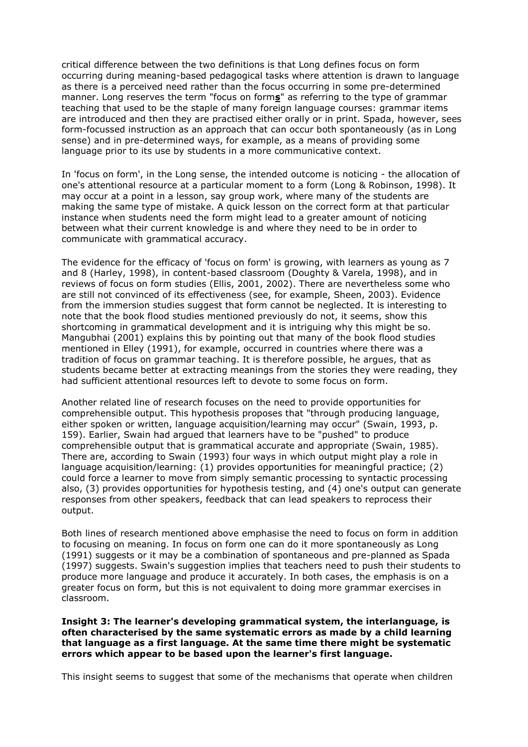critical difference between the two definitions is that Long defines focus on form occurring during meaning-based pedagogical tasks where attention is drawn to language as there is a perceived need rather than the focus occurring in some pre-determined manner. Long reserves the term "focus on form**s**" as referring to the type of grammar teaching that used to be the staple of many foreign language courses: grammar items are introduced and then they are practised either orally or in print. Spada, however, sees form-focussed instruction as an approach that can occur both spontaneously (as in Long sense) and in pre-determined ways, for example, as a means of providing some language prior to its use by students in a more communicative context.

In 'focus on form', in the Long sense, the intended outcome is noticing - the allocation of one's attentional resource at a particular moment to a form (Long & Robinson, 1998). It may occur at a point in a lesson, say group work, where many of the students are making the same type of mistake. A quick lesson on the correct form at that particular instance when students need the form might lead to a greater amount of noticing between what their current knowledge is and where they need to be in order to communicate with grammatical accuracy.

The evidence for the efficacy of 'focus on form' is growing, with learners as young as 7 and 8 (Harley, 1998), in content-based classroom (Doughty & Varela, 1998), and in reviews of focus on form studies (Ellis, 2001, 2002). There are nevertheless some who are still not convinced of its effectiveness (see, for example, Sheen, 2003). Evidence from the immersion studies suggest that form cannot be neglected. It is interesting to note that the book flood studies mentioned previously do not, it seems, show this shortcoming in grammatical development and it is intriguing why this might be so. Mangubhai (2001) explains this by pointing out that many of the book flood studies mentioned in Elley (1991), for example, occurred in countries where there was a tradition of focus on grammar teaching. It is therefore possible, he argues, that as students became better at extracting meanings from the stories they were reading, they had sufficient attentional resources left to devote to some focus on form.

Another related line of research focuses on the need to provide opportunities for comprehensible output. This hypothesis proposes that "through producing language, either spoken or written, language acquisition/learning may occur" (Swain, 1993, p. 159). Earlier, Swain had argued that learners have to be "pushed" to produce comprehensible output that is grammatical accurate and appropriate (Swain, 1985). There are, according to Swain (1993) four ways in which output might play a role in language acquisition/learning: (1) provides opportunities for meaningful practice; (2) could force a learner to move from simply semantic processing to syntactic processing also, (3) provides opportunities for hypothesis testing, and (4) one's output can generate responses from other speakers, feedback that can lead speakers to reprocess their output.

Both lines of research mentioned above emphasise the need to focus on form in addition to focusing on meaning. In focus on form one can do it more spontaneously as Long (1991) suggests or it may be a combination of spontaneous and pre-planned as Spada (1997) suggests. Swain's suggestion implies that teachers need to push their students to produce more language and produce it accurately. In both cases, the emphasis is on a greater focus on form, but this is not equivalent to doing more grammar exercises in classroom.

**Insight 3: The learner's developing grammatical system, the interlanguage, is often characterised by the same systematic errors as made by a child learning that language as a first language. At the same time there might be systematic errors which appear to be based upon the learner's first language.**

This insight seems to suggest that some of the mechanisms that operate when children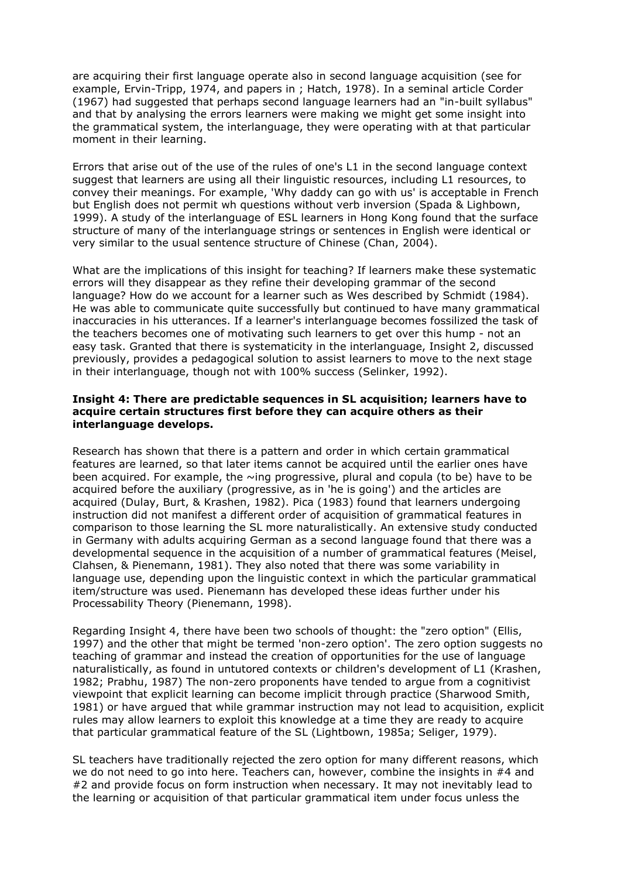are acquiring their first language operate also in second language acquisition (see for example, Ervin-Tripp, 1974, and papers in ; Hatch, 1978). In a seminal article Corder (1967) had suggested that perhaps second language learners had an "in-built syllabus" and that by analysing the errors learners were making we might get some insight into the grammatical system, the interlanguage, they were operating with at that particular moment in their learning.

Errors that arise out of the use of the rules of one's L1 in the second language context suggest that learners are using all their linguistic resources, including L1 resources, to convey their meanings. For example, 'Why daddy can go with us' is acceptable in French but English does not permit wh questions without verb inversion (Spada & Lighbown, 1999). A study of the interlanguage of ESL learners in Hong Kong found that the surface structure of many of the interlanguage strings or sentences in English were identical or very similar to the usual sentence structure of Chinese (Chan, 2004).

What are the implications of this insight for teaching? If learners make these systematic errors will they disappear as they refine their developing grammar of the second language? How do we account for a learner such as Wes described by Schmidt (1984). He was able to communicate quite successfully but continued to have many grammatical inaccuracies in his utterances. If a learner's interlanguage becomes fossilized the task of the teachers becomes one of motivating such learners to get over this hump - not an easy task. Granted that there is systematicity in the interlanguage, Insight 2, discussed previously, provides a pedagogical solution to assist learners to move to the next stage in their interlanguage, though not with 100% success (Selinker, 1992).

**Insight 4: There are predictable sequences in SL acquisition; learners have to acquire certain structures first before they can acquire others as their interlanguage develops.**

Research has shown that there is a pattern and order in which certain grammatical features are learned, so that later items cannot be acquired until the earlier ones have been acquired. For example, the ~ing progressive, plural and copula (to be) have to be acquired before the auxiliary (progressive, as in 'he is going') and the articles are acquired (Dulay, Burt, & Krashen, 1982). Pica (1983) found that learners undergoing instruction did not manifest a different order of acquisition of grammatical features in comparison to those learning the SL more naturalistically. An extensive study conducted in Germany with adults acquiring German as a second language found that there was a developmental sequence in the acquisition of a number of grammatical features (Meisel, Clahsen, & Pienemann, 1981). They also noted that there was some variability in language use, depending upon the linguistic context in which the particular grammatical item/structure was used. Pienemann has developed these ideas further under his Processability Theory (Pienemann, 1998).

Regarding Insight 4, there have been two schools of thought: the "zero option" (Ellis, 1997) and the other that might be termed 'non-zero option'. The zero option suggests no teaching of grammar and instead the creation of opportunities for the use of language naturalistically, as found in untutored contexts or children's development of L1 (Krashen, 1982; Prabhu, 1987) The non-zero proponents have tended to argue from a cognitivist viewpoint that explicit learning can become implicit through practice (Sharwood Smith, 1981) or have argued that while grammar instruction may not lead to acquisition, explicit rules may allow learners to exploit this knowledge at a time they are ready to acquire that particular grammatical feature of the SL (Lightbown, 1985a; Seliger, 1979).

SL teachers have traditionally rejected the zero option for many different reasons, which we do not need to go into here. Teachers can, however, combine the insights in #4 and #2 and provide focus on form instruction when necessary. It may not inevitably lead to the learning or acquisition of that particular grammatical item under focus unless the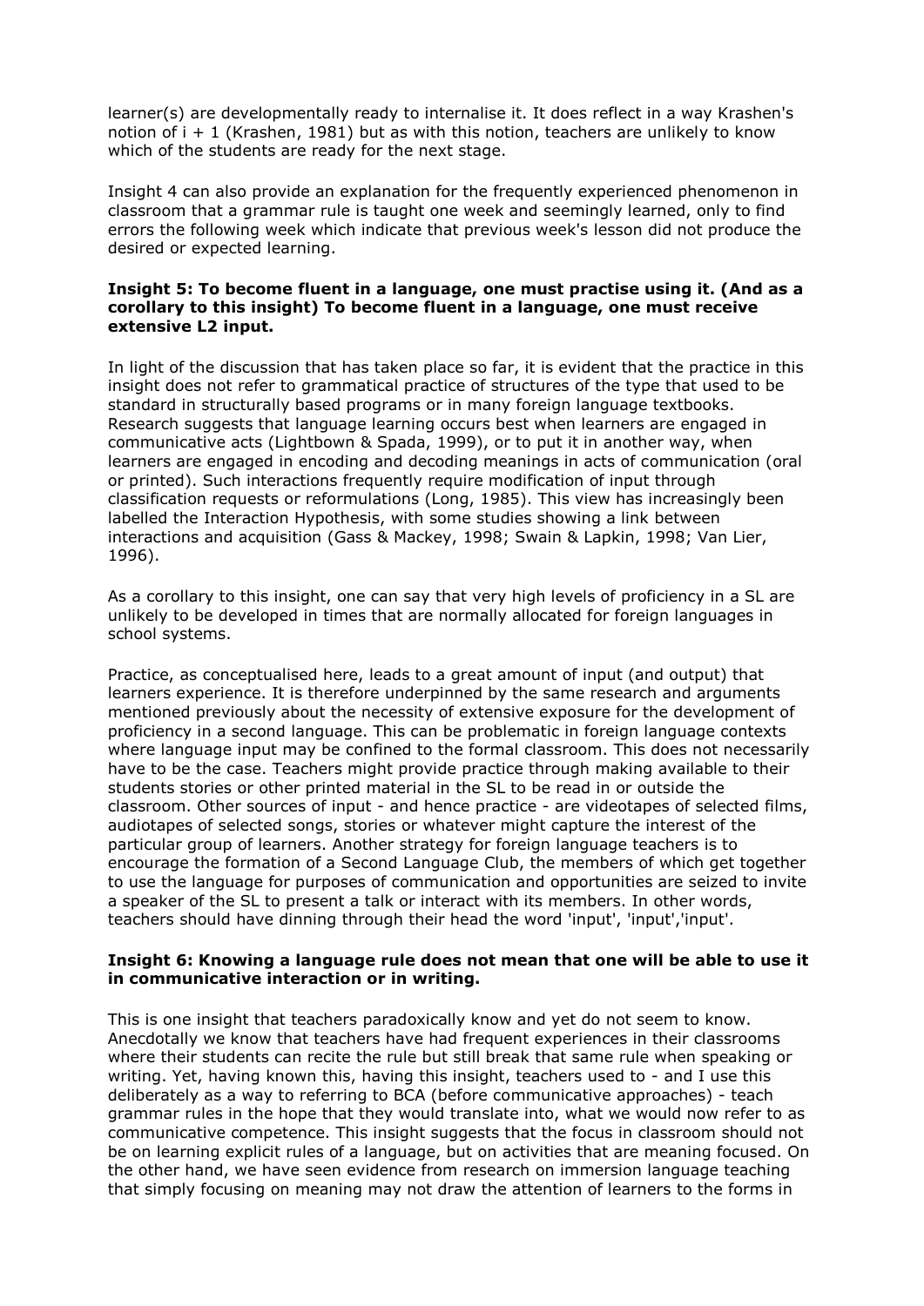learner(s) are developmentally ready to internalise it. It does reflect in a way Krashen's notion of i + 1 (Krashen, 1981) but as with this notion, teachers are unlikely to know which of the students are ready for the next stage.

Insight 4 can also provide an explanation for the frequently experienced phenomenon in classroom that a grammar rule is taught one week and seemingly learned, only to find errors the following week which indicate that previous week's lesson did not produce the desired or expected learning.

**Insight 5: To become fluent in a language, one must practise using it. (And as a corollary to this insight) To become fluent in a language, one must receive extensive L2 input.**

In light of the discussion that has taken place so far, it is evident that the practice in this insight does not refer to grammatical practice of structures of the type that used to be standard in structurally based programs or in many foreign language textbooks. Research suggests that language learning occurs best when learners are engaged in communicative acts (Lightbown & Spada, 1999), or to put it in another way, when learners are engaged in encoding and decoding meanings in acts of communication (oral or printed). Such interactions frequently require modification of input through classification requests or reformulations (Long, 1985). This view has increasingly been labelled the Interaction Hypothesis, with some studies showing a link between interactions and acquisition (Gass & Mackey, 1998; Swain & Lapkin, 1998; Van Lier, 1996).

As a corollary to this insight, one can say that very high levels of proficiency in a SL are unlikely to be developed in times that are normally allocated for foreign languages in school systems.

Practice, as conceptualised here, leads to a great amount of input (and output) that learners experience. It is therefore underpinned by the same research and arguments mentioned previously about the necessity of extensive exposure for the development of proficiency in a second language. This can be problematic in foreign language contexts where language input may be confined to the formal classroom. This does not necessarily have to be the case. Teachers might provide practice through making available to their students stories or other printed material in the SL to be read in or outside the classroom. Other sources of input - and hence practice - are videotapes of selected films, audiotapes of selected songs, stories or whatever might capture the interest of the particular group of learners. Another strategy for foreign language teachers is to encourage the formation of a Second Language Club, the members of which get together to use the language for purposes of communication and opportunities are seized to invite a speaker of the SL to present a talk or interact with its members. In other words, teachers should have dinning through their head the word 'input', 'input','input'.

**Insight 6: Knowing a language rule does not mean that one will be able to use it in communicative interaction or in writing.**

This is one insight that teachers paradoxically know and yet do not seem to know. Anecdotally we know that teachers have had frequent experiences in their classrooms where their students can recite the rule but still break that same rule when speaking or writing. Yet, having known this, having this insight, teachers used to - and I use this deliberately as a way to referring to BCA (before communicative approaches) - teach grammar rules in the hope that they would translate into, what we would now refer to as communicative competence. This insight suggests that the focus in classroom should not be on learning explicit rules of a language, but on activities that are meaning focused. On the other hand, we have seen evidence from research on immersion language teaching that simply focusing on meaning may not draw the attention of learners to the forms in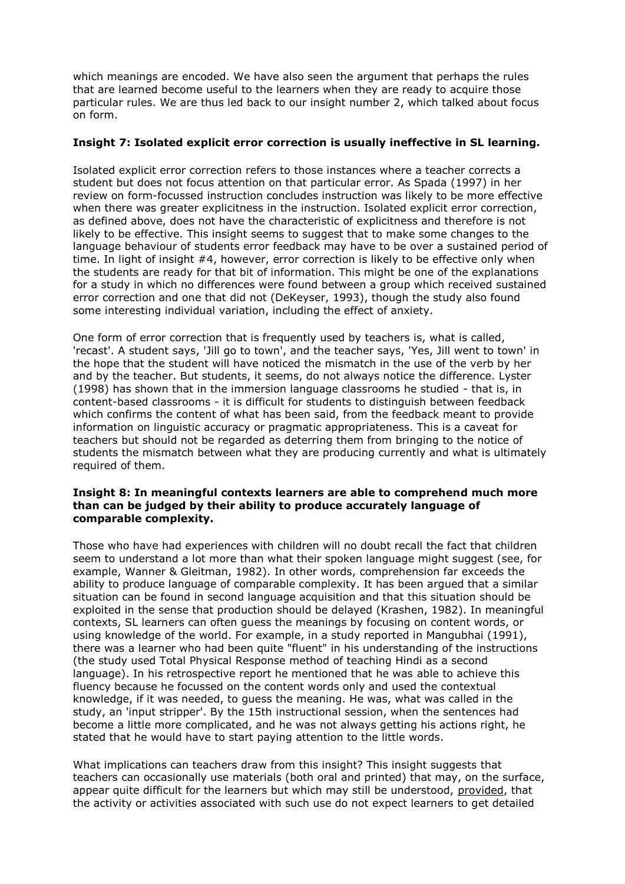which meanings are encoded. We have also seen the argument that perhaps the rules that are learned become useful to the learners when they are ready to acquire those particular rules. We are thus led back to our insight number 2, which talked about focus on form.

**Insight 7: Isolated explicit error correction is usually ineffective in SL learning.**

Isolated explicit error correction refers to those instances where a teacher corrects a student but does not focus attention on that particular error. As Spada (1997) in her review on form-focussed instruction concludes instruction was likely to be more effective when there was greater explicitness in the instruction. Isolated explicit error correction, as defined above, does not have the characteristic of explicitness and therefore is not likely to be effective. This insight seems to suggest that to make some changes to the language behaviour of students error feedback may have to be over a sustained period of time. In light of insight #4, however, error correction is likely to be effective only when the students are ready for that bit of information. This might be one of the explanations for a study in which no differences were found between a group which received sustained error correction and one that did not (DeKeyser, 1993), though the study also found some interesting individual variation, including the effect of anxiety.

One form of error correction that is frequently used by teachers is, what is called, 'recast'. A student says, 'Jill go to town', and the teacher says, 'Yes, Jill went to town' in the hope that the student will have noticed the mismatch in the use of the verb by her and by the teacher. But students, it seems, do not always notice the difference. Lyster (1998) has shown that in the immersion language classrooms he studied - that is, in content-based classrooms - it is difficult for students to distinguish between feedback which confirms the content of what has been said, from the feedback meant to provide information on linguistic accuracy or pragmatic appropriateness. This is a caveat for teachers but should not be regarded as deterring them from bringing to the notice of students the mismatch between what they are producing currently and what is ultimately required of them.

**Insight 8: In meaningful contexts learners are able to comprehend much more than can be judged by their ability to produce accurately language of comparable complexity.**

Those who have had experiences with children will no doubt recall the fact that children seem to understand a lot more than what their spoken language might suggest (see, for example, Wanner & Gleitman, 1982). In other words, comprehension far exceeds the ability to produce language of comparable complexity. It has been argued that a similar situation can be found in second language acquisition and that this situation should be exploited in the sense that production should be delayed (Krashen, 1982). In meaningful contexts, SL learners can often guess the meanings by focusing on content words, or using knowledge of the world. For example, in a study reported in Mangubhai (1991), there was a learner who had been quite "fluent" in his understanding of the instructions (the study used Total Physical Response method of teaching Hindi as a second language). In his retrospective report he mentioned that he was able to achieve this fluency because he focussed on the content words only and used the contextual knowledge, if it was needed, to guess the meaning. He was, what was called in the study, an 'input stripper'. By the 15th instructional session, when the sentences had become a little more complicated, and he was not always getting his actions right, he stated that he would have to start paying attention to the little words.

What implications can teachers draw from this insight? This insight suggests that teachers can occasionally use materials (both oral and printed) that may, on the surface, appear quite difficult for the learners but which may still be understood, <u>provided</u>, that the activity or activities associated with such use do not expect learners to get detailed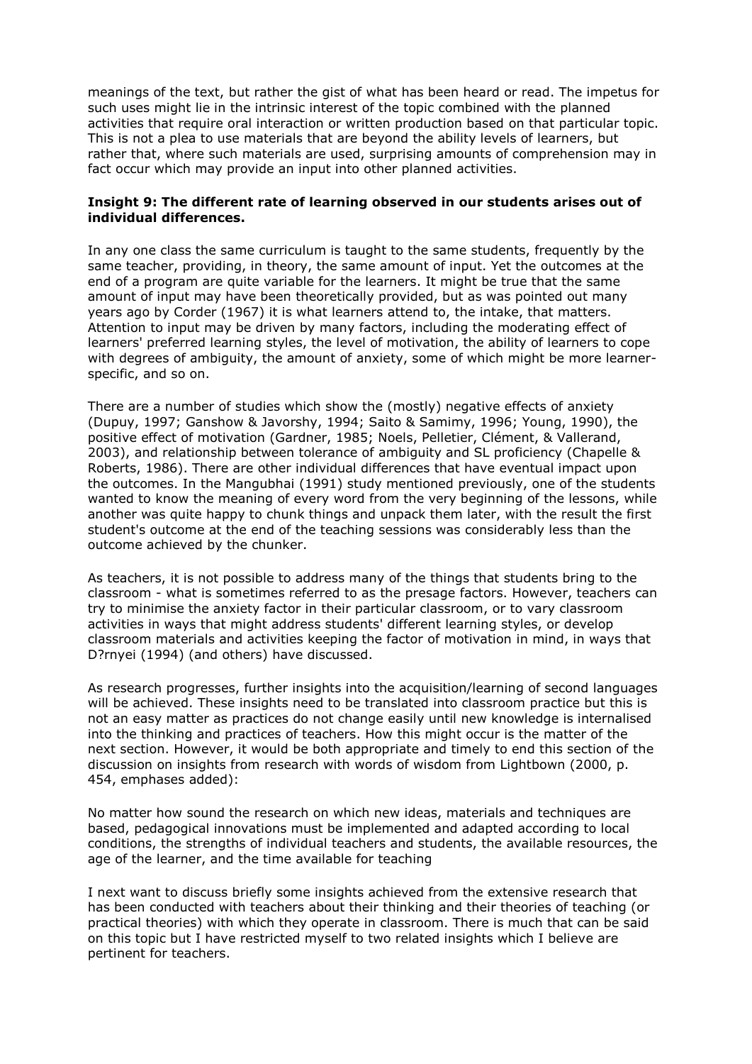meanings of the text, but rather the gist of what has been heard or read. The impetus for such uses might lie in the intrinsic interest of the topic combined with the planned activities that require oral interaction or written production based on that particular topic. This is not a plea to use materials that are beyond the ability levels of learners, but rather that, where such materials are used, surprising amounts of comprehension may in fact occur which may provide an input into other planned activities.

**Insight 9: The different rate of learning observed in our students arises out of individual differences.**

In any one class the same curriculum is taught to the same students, frequently by the same teacher, providing, in theory, the same amount of input. Yet the outcomes at the end of a program are quite variable for the learners. It might be true that the same amount of input may have been theoretically provided, but as was pointed out many years ago by Corder (1967) it is what learners attend to, the intake, that matters. Attention to input may be driven by many factors, including the moderating effect of learners' preferred learning styles, the level of motivation, the ability of learners to cope with degrees of ambiguity, the amount of anxiety, some of which might be more learner-specific, and so on.

There are a number of studies which show the (mostly) negative effects of anxiety (Dupuy, 1997; Ganshow & Javorshy, 1994; Saito & Samimy, 1996; Young, 1990), the positive effect of motivation (Gardner, 1985; Noels, Pelletier, Clément, & Vallerand, 2003), and relationship between tolerance of ambiguity and SL proficiency (Chapelle & Roberts, 1986). There are other individual differences that have eventual impact upon the outcomes. In the Mangubhai (1991) study mentioned previously, one of the students wanted to know the meaning of every word from the very beginning of the lessons, while another was quite happy to chunk things and unpack them later, with the result the first student's outcome at the end of the teaching sessions was considerably less than the outcome achieved by the chunker.

As teachers, it is not possible to address many of the things that students bring to the classroom - what is sometimes referred to as the presage factors. However, teachers can try to minimise the anxiety factor in their particular classroom, or to vary classroom activities in ways that might address students' different learning styles, or develop classroom materials and activities keeping the factor of motivation in mind, in ways that D?rnyei (1994) (and others) have discussed.

As research progresses, further insights into the acquisition/learning of second languages will be achieved. These insights need to be translated into classroom practice but this is not an easy matter as practices do not change easily until new knowledge is internalised into the thinking and practices of teachers. How this might occur is the matter of the next section. However, it would be both appropriate and timely to end this section of the discussion on insights from research with words of wisdom from Lightbown (2000, p. 454, emphases added):

No matter how sound the research on which new ideas, materials and techniques are based, pedagogical innovations must be implemented and adapted according to local conditions, the strengths of individual teachers and students, the available resources, the age of the learner, and the time available for teaching

I next want to discuss briefly some insights achieved from the extensive research that has been conducted with teachers about their thinking and their theories of teaching (or practical theories) with which they operate in classroom. There is much that can be said on this topic but I have restricted myself to two related insights which I believe are pertinent for teachers.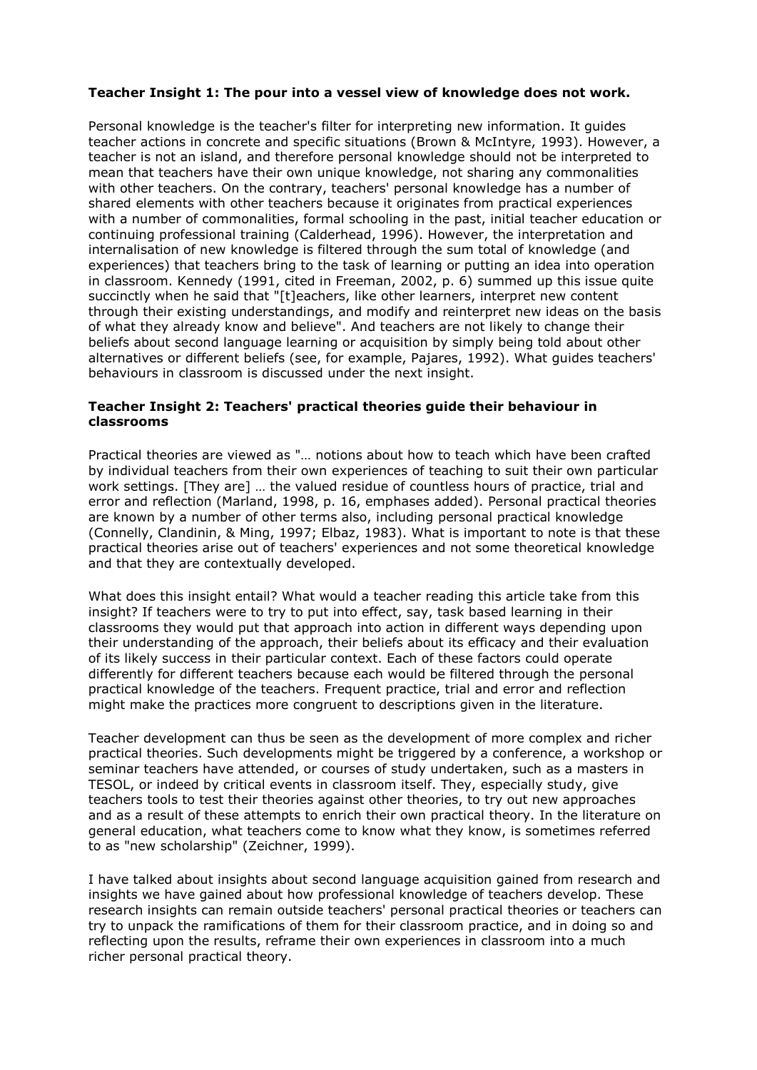**Teacher Insight 1: The pour into a vessel view of knowledge does not work.**

Personal knowledge is the teacher's filter for interpreting new information. It guides teacher actions in concrete and specific situations (Brown & McIntyre, 1993). However, a teacher is not an island, and therefore personal knowledge should not be interpreted to mean that teachers have their own unique knowledge, not sharing any commonalities with other teachers. On the contrary, teachers' personal knowledge has a number of shared elements with other teachers because it originates from practical experiences with a number of commonalities, formal schooling in the past, initial teacher education or continuing professional training (Calderhead, 1996). However, the interpretation and internalisation of new knowledge is filtered through the sum total of knowledge (and experiences) that teachers bring to the task of learning or putting an idea into operation in classroom. Kennedy (1991, cited in Freeman, 2002, p. 6) summed up this issue quite succinctly when he said that "[t]eachers, like other learners, interpret new content through their existing understandings, and modify and reinterpret new ideas on the basis of what they already know and believe". And teachers are not likely to change their beliefs about second language learning or acquisition by simply being told about other alternatives or different beliefs (see, for example, Pajares, 1992). What guides teachers' behaviours in classroom is discussed under the next insight.

**Teacher Insight 2: Teachers' practical theories guide their behaviour in classrooms**

Practical theories are viewed as "… notions about how to teach which have been crafted by individual teachers from their own experiences of teaching to suit their own particular work settings. [They are] … the valued residue of countless hours of practice, trial and error and reflection (Marland, 1998, p. 16, emphases added). Personal practical theories are known by a number of other terms also, including personal practical knowledge (Connelly, Clandinin, & Ming, 1997; Elbaz, 1983). What is important to note is that these practical theories arise out of teachers' experiences and not some theoretical knowledge and that they are contextually developed.

What does this insight entail? What would a teacher reading this article take from this insight? If teachers were to try to put into effect, say, task based learning in their classrooms they would put that approach into action in different ways depending upon their understanding of the approach, their beliefs about its efficacy and their evaluation of its likely success in their particular context. Each of these factors could operate differently for different teachers because each would be filtered through the personal practical knowledge of the teachers. Frequent practice, trial and error and reflection might make the practices more congruent to descriptions given in the literature.

Teacher development can thus be seen as the development of more complex and richer practical theories. Such developments might be triggered by a conference, a workshop or seminar teachers have attended, or courses of study undertaken, such as a masters in TESOL, or indeed by critical events in classroom itself. They, especially study, give teachers tools to test their theories against other theories, to try out new approaches and as a result of these attempts to enrich their own practical theory. In the literature on general education, what teachers come to know what they know, is sometimes referred to as "new scholarship" (Zeichner, 1999).

I have talked about insights about second language acquisition gained from research and insights we have gained about how professional knowledge of teachers develop. These research insights can remain outside teachers' personal practical theories or teachers can try to unpack the ramifications of them for their classroom practice, and in doing so and reflecting upon the results, reframe their own experiences in classroom into a much richer personal practical theory.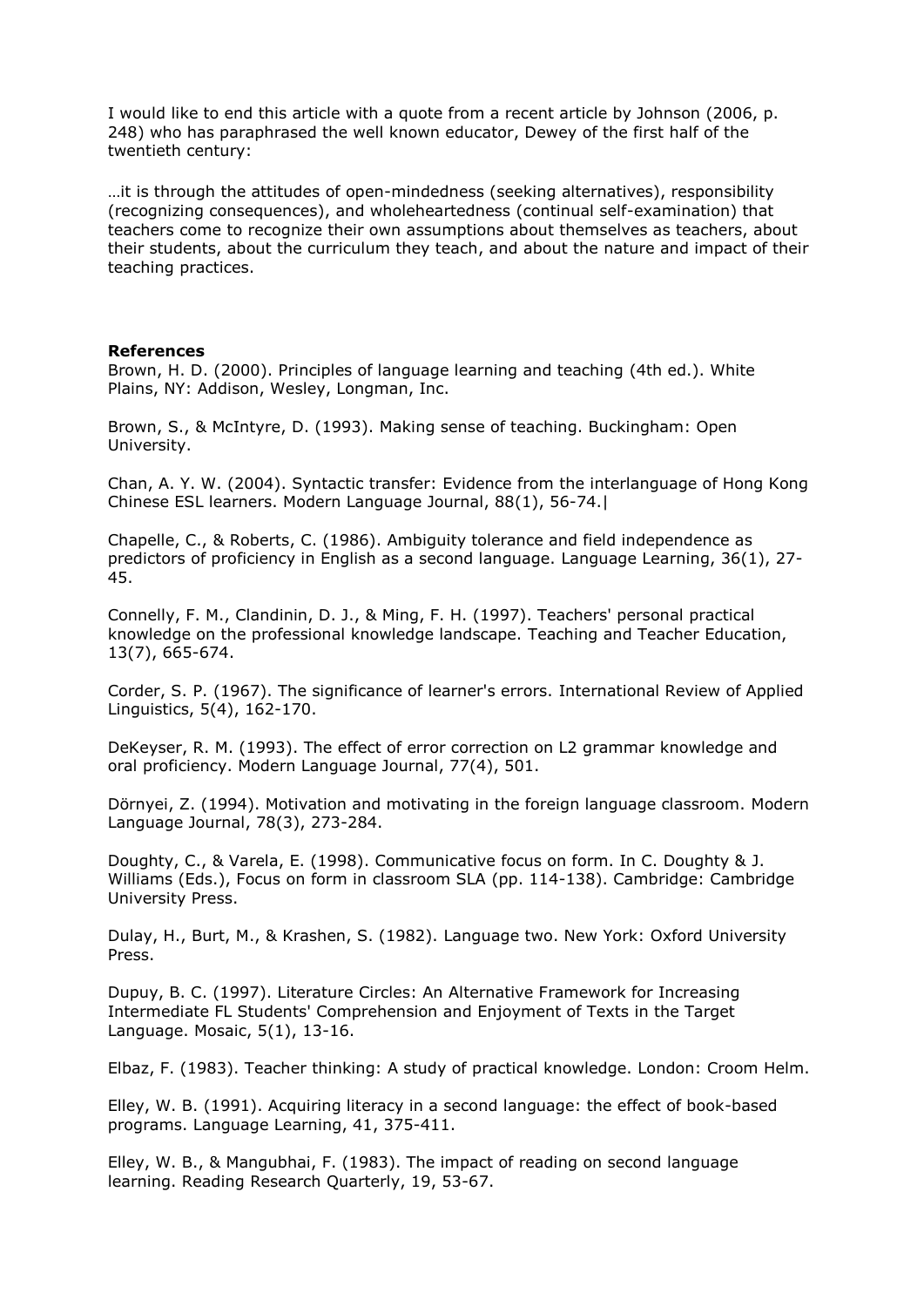I would like to end this article with a quote from a recent article by Johnson (2006, p. 248) who has paraphrased the well known educator, Dewey of the first half of the twentieth century:

…it is through the attitudes of open-mindedness (seeking alternatives), responsibility (recognizing consequences), and wholeheartedness (continual self-examination) that teachers come to recognize their own assumptions about themselves as teachers, about their students, about the curriculum they teach, and about the nature and impact of their teaching practices.

**References**

Brown, H. D. (2000). Principles of language learning and teaching (4th ed.). White Plains, NY: Addison, Wesley, Longman, Inc.

Brown, S., & McIntyre, D. (1993). Making sense of teaching. Buckingham: Open University.

Chan, A. Y. W. (2004). Syntactic transfer: Evidence from the interlanguage of Hong Kong Chinese ESL learners. Modern Language Journal, 88(1), 56-74.|

Chapelle, C., & Roberts, C. (1986). Ambiguity tolerance and field independence as predictors of proficiency in English as a second language. Language Learning, 36(1), 27-45.

Connelly, F. M., Clandinin, D. J., & Ming, F. H. (1997). Teachers' personal practical knowledge on the professional knowledge landscape. Teaching and Teacher Education, 13(7), 665-674.

Corder, S. P. (1967). The significance of learner's errors. International Review of Applied Linguistics, 5(4), 162-170.

DeKeyser, R. M. (1993). The effect of error correction on L2 grammar knowledge and oral proficiency. Modern Language Journal, 77(4), 501.

Dörnyei, Z. (1994). Motivation and motivating in the foreign language classroom. Modern Language Journal, 78(3), 273-284.

Doughty, C., & Varela, E. (1998). Communicative focus on form. In C. Doughty & J. Williams (Eds.), Focus on form in classroom SLA (pp. 114-138). Cambridge: Cambridge University Press.

Dulay, H., Burt, M., & Krashen, S. (1982). Language two. New York: Oxford University Press.

Dupuy, B. C. (1997). Literature Circles: An Alternative Framework for Increasing Intermediate FL Students' Comprehension and Enjoyment of Texts in the Target Language. Mosaic, 5(1), 13-16.

Elbaz, F. (1983). Teacher thinking: A study of practical knowledge. London: Croom Helm.

Elley, W. B. (1991). Acquiring literacy in a second language: the effect of book-based programs. Language Learning, 41, 375-411.

Elley, W. B., & Mangubhai, F. (1983). The impact of reading on second language learning. Reading Research Quarterly, 19, 53-67.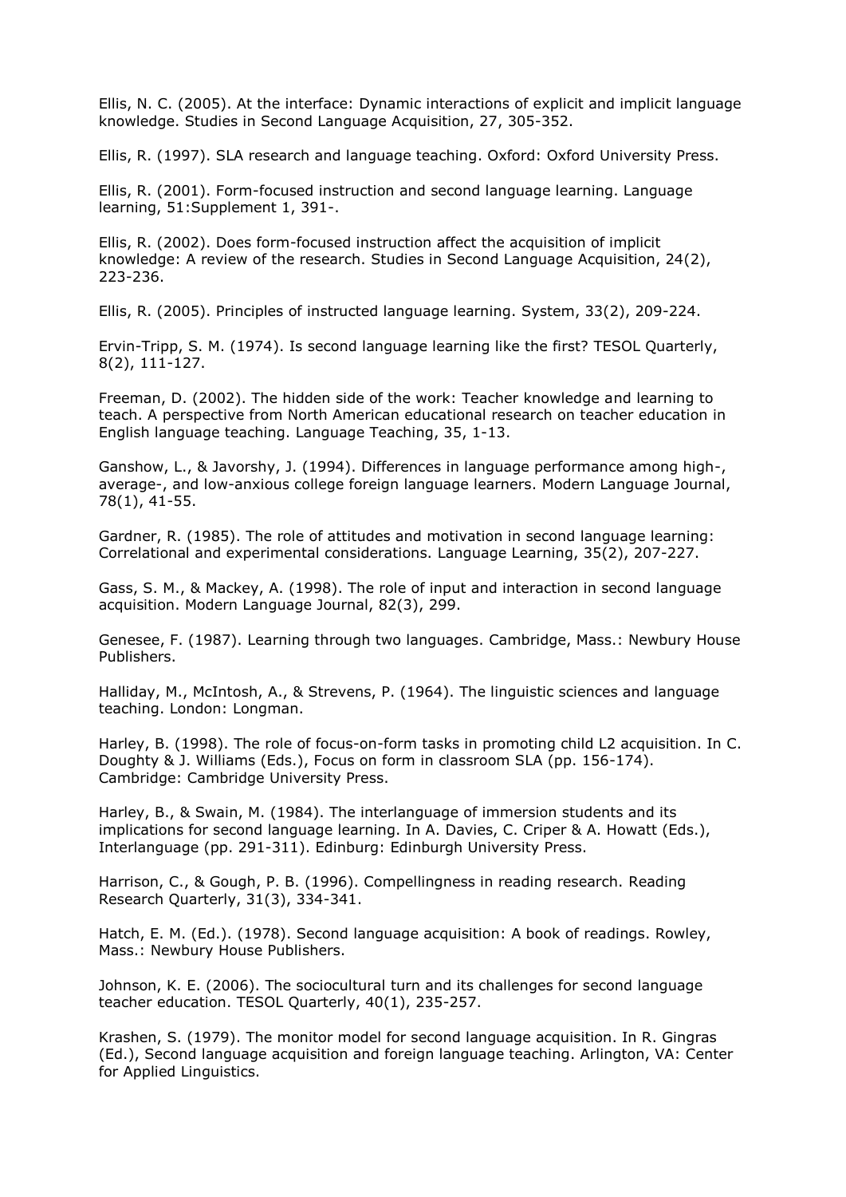Ellis, N. C. (2005). At the interface: Dynamic interactions of explicit and implicit language knowledge. Studies in Second Language Acquisition, 27, 305-352.

Ellis, R. (1997). SLA research and language teaching. Oxford: Oxford University Press.

Ellis, R. (2001). Form-focused instruction and second language learning. Language learning, 51:Supplement 1, 391-.

Ellis, R. (2002). Does form-focused instruction affect the acquisition of implicit knowledge: A review of the research. Studies in Second Language Acquisition, 24(2), 223-236.

Ellis, R. (2005). Principles of instructed language learning. System, 33(2), 209-224.

Ervin-Tripp, S. M. (1974). Is second language learning like the first? TESOL Quarterly, 8(2), 111-127.

Freeman, D. (2002). The hidden side of the work: Teacher knowledge and learning to teach. A perspective from North American educational research on teacher education in English language teaching. Language Teaching, 35, 1-13.

Ganshow, L., & Javorshy, J. (1994). Differences in language performance among high-, average-, and low-anxious college foreign language learners. Modern Language Journal, 78(1), 41-55.

Gardner, R. (1985). The role of attitudes and motivation in second language learning: Correlational and experimental considerations. Language Learning, 35(2), 207-227.

Gass, S. M., & Mackey, A. (1998). The role of input and interaction in second language acquisition. Modern Language Journal, 82(3), 299.

Genesee, F. (1987). Learning through two languages. Cambridge, Mass.: Newbury House Publishers.

Halliday, M., McIntosh, A., & Strevens, P. (1964). The linguistic sciences and language teaching. London: Longman.

Harley, B. (1998). The role of focus-on-form tasks in promoting child L2 acquisition. In C. Doughty & J. Williams (Eds.), Focus on form in classroom SLA (pp. 156-174). Cambridge: Cambridge University Press.

Harley, B., & Swain, M. (1984). The interlanguage of immersion students and its implications for second language learning. In A. Davies, C. Criper & A. Howatt (Eds.), Interlanguage (pp. 291-311). Edinburg: Edinburgh University Press.

Harrison, C., & Gough, P. B. (1996). Compellingness in reading research. Reading Research Quarterly, 31(3), 334-341.

Hatch, E. M. (Ed.). (1978). Second language acquisition: A book of readings. Rowley, Mass.: Newbury House Publishers.

Johnson, K. E. (2006). The sociocultural turn and its challenges for second language teacher education. TESOL Quarterly, 40(1), 235-257.

Krashen, S. (1979). The monitor model for second language acquisition. In R. Gingras (Ed.), Second language acquisition and foreign language teaching. Arlington, VA: Center for Applied Linguistics.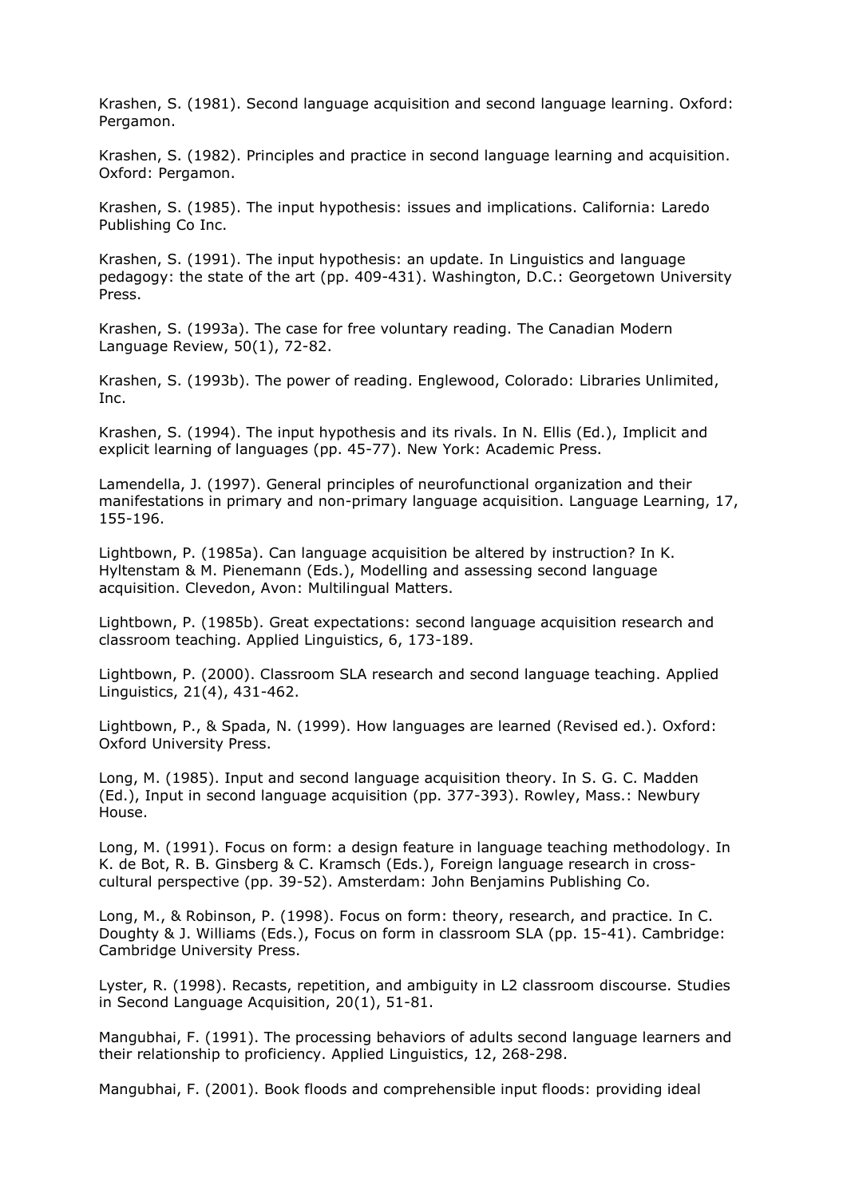Krashen, S. (1981). Second language acquisition and second language learning. Oxford: Pergamon.

Krashen, S. (1982). Principles and practice in second language learning and acquisition. Oxford: Pergamon.

Krashen, S. (1985). The input hypothesis: issues and implications. California: Laredo Publishing Co Inc.

Krashen, S. (1991). The input hypothesis: an update. In Linguistics and language pedagogy: the state of the art (pp. 409-431). Washington, D.C.: Georgetown University Press.

Krashen, S. (1993a). The case for free voluntary reading. The Canadian Modern Language Review, 50(1), 72-82.

Krashen, S. (1993b). The power of reading. Englewood, Colorado: Libraries Unlimited, Inc.

Krashen, S. (1994). The input hypothesis and its rivals. In N. Ellis (Ed.), Implicit and explicit learning of languages (pp. 45-77). New York: Academic Press.

Lamendella, J. (1997). General principles of neurofunctional organization and their manifestations in primary and non-primary language acquisition. Language Learning, 17, 155-196.

Lightbown, P. (1985a). Can language acquisition be altered by instruction? In K. Hyltenstam & M. Pienemann (Eds.), Modelling and assessing second language acquisition. Clevedon, Avon: Multilingual Matters.

Lightbown, P. (1985b). Great expectations: second language acquisition research and classroom teaching. Applied Linguistics, 6, 173-189.

Lightbown, P. (2000). Classroom SLA research and second language teaching. Applied Linguistics, 21(4), 431-462.

Lightbown, P., & Spada, N. (1999). How languages are learned (Revised ed.). Oxford: Oxford University Press.

Long, M. (1985). Input and second language acquisition theory. In S. G. C. Madden (Ed.), Input in second language acquisition (pp. 377-393). Rowley, Mass.: Newbury House.

Long, M. (1991). Focus on form: a design feature in language teaching methodology. In K. de Bot, R. B. Ginsberg & C. Kramsch (Eds.), Foreign language research in cross-cultural perspective (pp. 39-52). Amsterdam: John Benjamins Publishing Co.

Long, M., & Robinson, P. (1998). Focus on form: theory, research, and practice. In C. Doughty & J. Williams (Eds.), Focus on form in classroom SLA (pp. 15-41). Cambridge: Cambridge University Press.

Lyster, R. (1998). Recasts, repetition, and ambiguity in L2 classroom discourse. Studies in Second Language Acquisition, 20(1), 51-81.

Mangubhai, F. (1991). The processing behaviors of adults second language learners and their relationship to proficiency. Applied Linguistics, 12, 268-298.

Mangubhai, F. (2001). Book floods and comprehensible input floods: providing ideal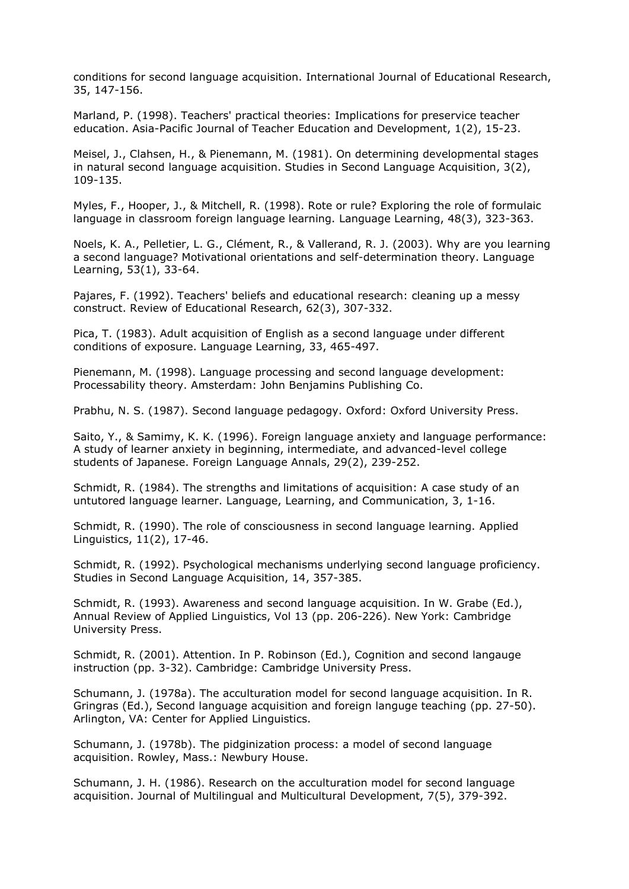conditions for second language acquisition. International Journal of Educational Research, 35, 147-156.

Marland, P. (1998). Teachers' practical theories: Implications for preservice teacher education. Asia-Pacific Journal of Teacher Education and Development, 1(2), 15-23.

Meisel, J., Clahsen, H., & Pienemann, M. (1981). On determining developmental stages in natural second language acquisition. Studies in Second Language Acquisition, 3(2), 109-135.

Myles, F., Hooper, J., & Mitchell, R. (1998). Rote or rule? Exploring the role of formulaic language in classroom foreign language learning. Language Learning, 48(3), 323-363.

Noels, K. A., Pelletier, L. G., Clément, R., & Vallerand, R. J. (2003). Why are you learning a second language? Motivational orientations and self-determination theory. Language Learning, 53(1), 33-64.

Pajares, F. (1992). Teachers' beliefs and educational research: cleaning up a messy construct. Review of Educational Research, 62(3), 307-332.

Pica, T. (1983). Adult acquisition of English as a second language under different conditions of exposure. Language Learning, 33, 465-497.

Pienemann, M. (1998). Language processing and second language development: Processability theory. Amsterdam: John Benjamins Publishing Co.

Prabhu, N. S. (1987). Second language pedagogy. Oxford: Oxford University Press.

Saito, Y., & Samimy, K. K. (1996). Foreign language anxiety and language performance: A study of learner anxiety in beginning, intermediate, and advanced-level college students of Japanese. Foreign Language Annals, 29(2), 239-252.

Schmidt, R. (1984). The strengths and limitations of acquisition: A case study of an untutored language learner. Language, Learning, and Communication, 3, 1-16.

Schmidt, R. (1990). The role of consciousness in second language learning. Applied Linguistics, 11(2), 17-46.

Schmidt, R. (1992). Psychological mechanisms underlying second language proficiency. Studies in Second Language Acquisition, 14, 357-385.

Schmidt, R. (1993). Awareness and second language acquisition. In W. Grabe (Ed.), Annual Review of Applied Linguistics, Vol 13 (pp. 206-226). New York: Cambridge University Press.

Schmidt, R. (2001). Attention. In P. Robinson (Ed.), Cognition and second langauge instruction (pp. 3-32). Cambridge: Cambridge University Press.

Schumann, J. (1978a). The acculturation model for second language acquisition. In R. Gringras (Ed.), Second language acquisition and foreign languge teaching (pp. 27-50). Arlington, VA: Center for Applied Linguistics.

Schumann, J. (1978b). The pidginization process: a model of second language acquisition. Rowley, Mass.: Newbury House.

Schumann, J. H. (1986). Research on the acculturation model for second language acquisition. Journal of Multilingual and Multicultural Development, 7(5), 379-392.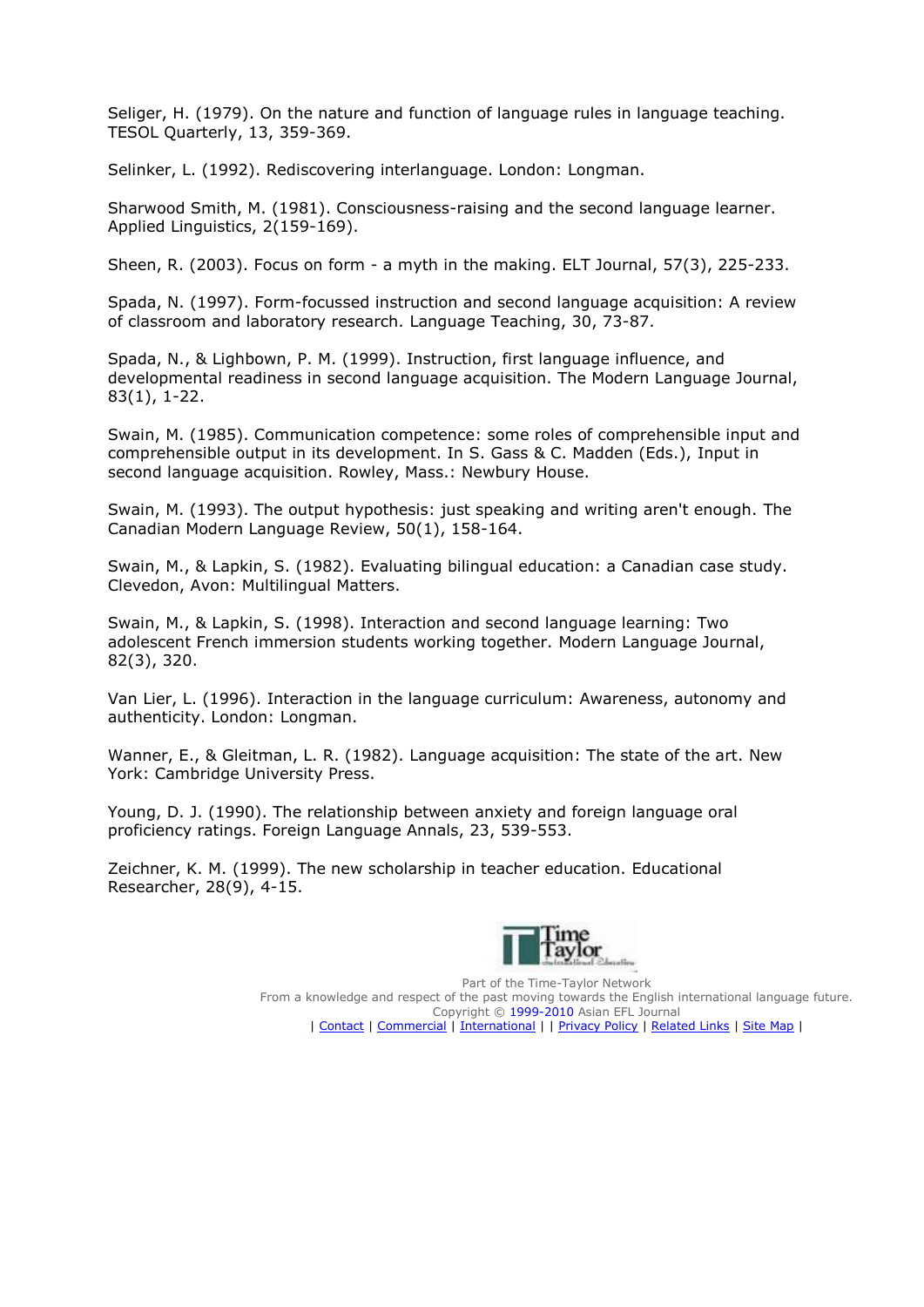Seliger, H. (1979). On the nature and function of language rules in language teaching. TESOL Quarterly, 13, 359-369.

Selinker, L. (1992). Rediscovering interlanguage. London: Longman.

Sharwood Smith, M. (1981). Consciousness-raising and the second language learner. Applied Linguistics, 2(159-169).

Sheen, R. (2003). Focus on form - a myth in the making. ELT Journal, 57(3), 225-233.

Spada, N. (1997). Form-focussed instruction and second language acquisition: A review of classroom and laboratory research. Language Teaching, 30, 73-87.

Spada, N., & Lighbown, P. M. (1999). Instruction, first language influence, and developmental readiness in second language acquisition. The Modern Language Journal, 83(1), 1-22.

Swain, M. (1985). Communication competence: some roles of comprehensible input and comprehensible output in its development. In S. Gass & C. Madden (Eds.), Input in second language acquisition. Rowley, Mass.: Newbury House.

Swain, M. (1993). The output hypothesis: just speaking and writing aren't enough. The Canadian Modern Language Review, 50(1), 158-164.

Swain, M., & Lapkin, S. (1982). Evaluating bilingual education: a Canadian case study. Clevedon, Avon: Multilingual Matters.

Swain, M., & Lapkin, S. (1998). Interaction and second language learning: Two adolescent French immersion students working together. Modern Language Journal, 82(3), 320.

Van Lier, L. (1996). Interaction in the language curriculum: Awareness, autonomy and authenticity. London: Longman.

Wanner, E., & Gleitman, L. R. (1982). Language acquisition: The state of the art. New York: Cambridge University Press.

Young, D. J. (1990). The relationship between anxiety and foreign language oral proficiency ratings. Foreign Language Annals, 23, 539-553.

Zeichner, K. M. (1999). The new scholarship in teacher education. Educational Researcher, 28(9), 4-15.

Part of the Time-Taylor Network
From a knowledge and respect of the past moving towards the English international language future.
Copyright © 1999-2010 Asian EFL Journal
| Contact | Commercial | International | | Privacy Policy | Related Links | Site Map |